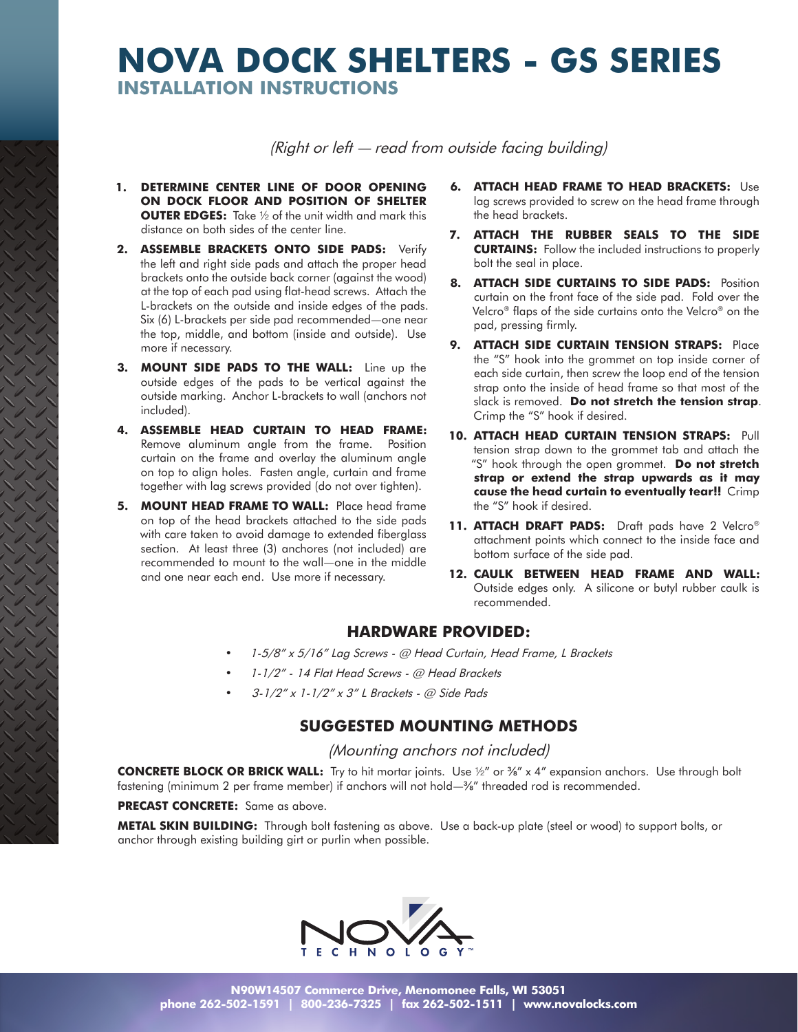# NOVA DOCK SHELTERS - GS SERIES

## INSTALLATION INSTRUCTIONS

*(Right or left — read from outside facing building)*

1. **DETERMINE CENTER LINE OF DOOR OPENING ON DOCK FLOOR AND POSITION OF SHELTER OUTER EDGES:** Take ½ of the unit width and mark this distance on both sides of the center line.
2. **ASSEMBLE BRACKETS ONTO SIDE PADS:** Verify the left and right side pads and attach the proper head brackets onto the outside back corner (against the wood) at the top of each pad using flat-head screws. Attach the L-brackets on the outside and inside edges of the pads. Six (6) L-brackets per side pad recommended—one near the top, middle, and bottom (inside and outside). Use more if necessary.
3. **MOUNT SIDE PADS TO THE WALL:** Line up the outside edges of the pads to be vertical against the outside marking. Anchor L-brackets to wall (anchors not included).
4. **ASSEMBLE HEAD CURTAIN TO HEAD FRAME:** Remove aluminum angle from the frame. Position curtain on the frame and overlay the aluminum angle on top to align holes. Fasten angle, curtain and frame together with lag screws provided (do not over tighten).
5. **MOUNT HEAD FRAME TO WALL:** Place head frame on top of the head brackets attached to the side pads with care taken to avoid damage to extended fiberglass section. At least three (3) anchores (not included) are recommended to mount to the wall—one in the middle and one near each end. Use more if necessary.
6. **ATTACH HEAD FRAME TO HEAD BRACKETS:** Use lag screws provided to screw on the head frame through the head brackets.
7. **ATTACH THE RUBBER SEALS TO THE SIDE CURTAINS:** Follow the included instructions to properly bolt the seal in place.
8. **ATTACH SIDE CURTAINS TO SIDE PADS:** Position curtain on the front face of the side pad. Fold over the Velcro® flaps of the side curtains onto the Velcro® on the pad, pressing firmly.
9. **ATTACH SIDE CURTAIN TENSION STRAPS:** Place the "S" hook into the grommet on top inside corner of each side curtain, then screw the loop end of the tension strap onto the inside of head frame so that most of the slack is removed. **Do not stretch the tension strap**. Crimp the "S" hook if desired.
10. **ATTACH HEAD CURTAIN TENSION STRAPS:** Pull tension strap down to the grommet tab and attach the "S" hook through the open grommet. **Do not stretch strap or extend the strap upwards as it may cause the head curtain to eventually tear!!** Crimp the "S" hook if desired.
11. **ATTACH DRAFT PADS:** Draft pads have 2 Velcro® attachment points which connect to the inside face and bottom surface of the side pad.
12. **CAULK BETWEEN HEAD FRAME AND WALL:** Outside edges only. A silicone or butyl rubber caulk is recommended.

### HARDWARE PROVIDED:

- *1-5/8" x 5/16" Lag Screws - @ Head Curtain, Head Frame, L Brackets*
- *1-1/2" - 14 Flat Head Screws - @ Head Brackets*
- *3-1/2" x 1-1/2" x 3" L Brackets - @ Side Pads*

### SUGGESTED MOUNTING METHODS

*(Mounting anchors not included)*

**CONCRETE BLOCK OR BRICK WALL:** Try to hit mortar joints. Use ½" or ⅜" x 4" expansion anchors. Use through bolt fastening (minimum 2 per frame member) if anchors will not hold—⅜" threaded rod is recommended.

**PRECAST CONCRETE:** Same as above.

**METAL SKIN BUILDING:** Through bolt fastening as above. Use a back-up plate (steel or wood) to support bolts, or anchor through existing building girt or purlin when possible.

NOVA TECHNOLOGY™

**N90W14507 Commerce Drive, Menomonee Falls, WI 53051**
**phone 262-502-1591 | 800-236-7325 | fax 262-502-1511 | www.novalocks.com**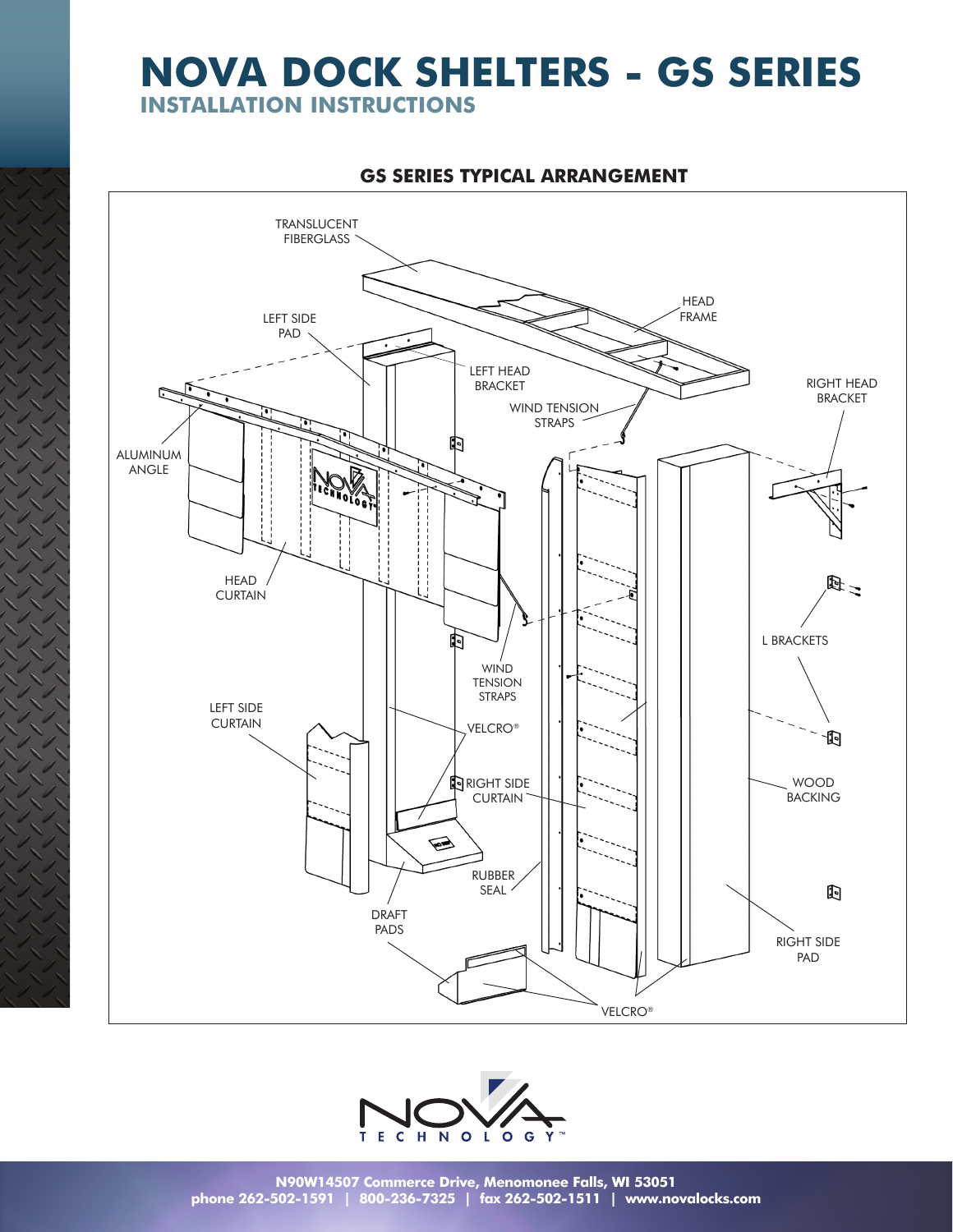# NOVA DOCK SHELTERS - GS SERIES

## INSTALLATION INSTRUCTIONS

### GS SERIES TYPICAL ARRANGEMENT

TRANSLUCENT FIBERGLASS

HEAD FRAME

LEFT SIDE PAD

LEFT HEAD BRACKET

RIGHT HEAD BRACKET

WIND TENSION STRAPS

ALUMINUM ANGLE

HEAD CURTAIN

L BRACKETS

WIND TENSION STRAPS

LEFT SIDE CURTAIN

VELCRO®

RIGHT SIDE CURTAIN

WOOD BACKING

RUBBER SEAL

DRAFT PADS

RIGHT SIDE PAD

VELCRO®

N90W14507 Commerce Drive, Menomonee Falls, WI 53051
phone 262-502-1591 | 800-236-7325 | fax 262-502-1511 | www.novalocks.com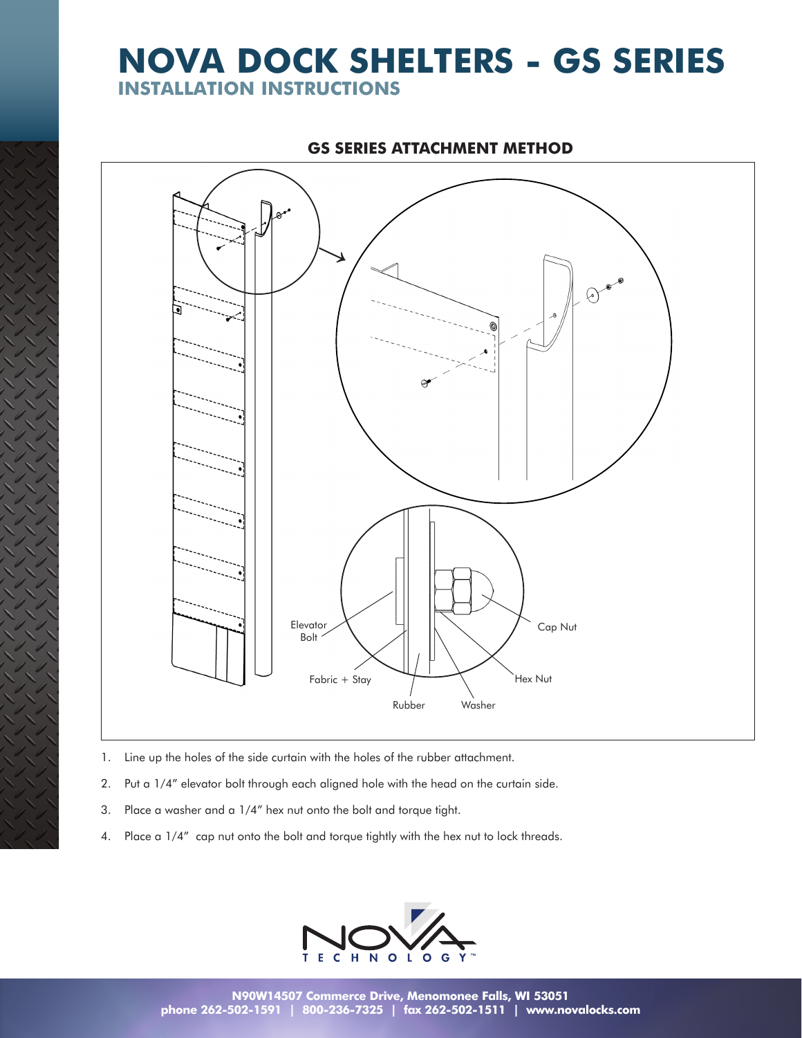# NOVA DOCK SHELTERS - GS SERIES

## INSTALLATION INSTRUCTIONS

### GS SERIES ATTACHMENT METHOD

Elevator Bolt

Fabric + Stay

Rubber

Washer

Hex Nut

Cap Nut

1. Line up the holes of the side curtain with the holes of the rubber attachment.
2. Put a 1/4" elevator bolt through each aligned hole with the head on the curtain side.
3. Place a washer and a 1/4" hex nut onto the bolt and torque tight.
4. Place a 1/4" cap nut onto the bolt and torque tightly with the hex nut to lock threads.

NOVA TECHNOLOGY™

**N90W14507 Commerce Drive, Menomonee Falls, WI 53051**
**phone 262-502-1591 | 800-236-7325 | fax 262-502-1511 | www.novalocks.com**